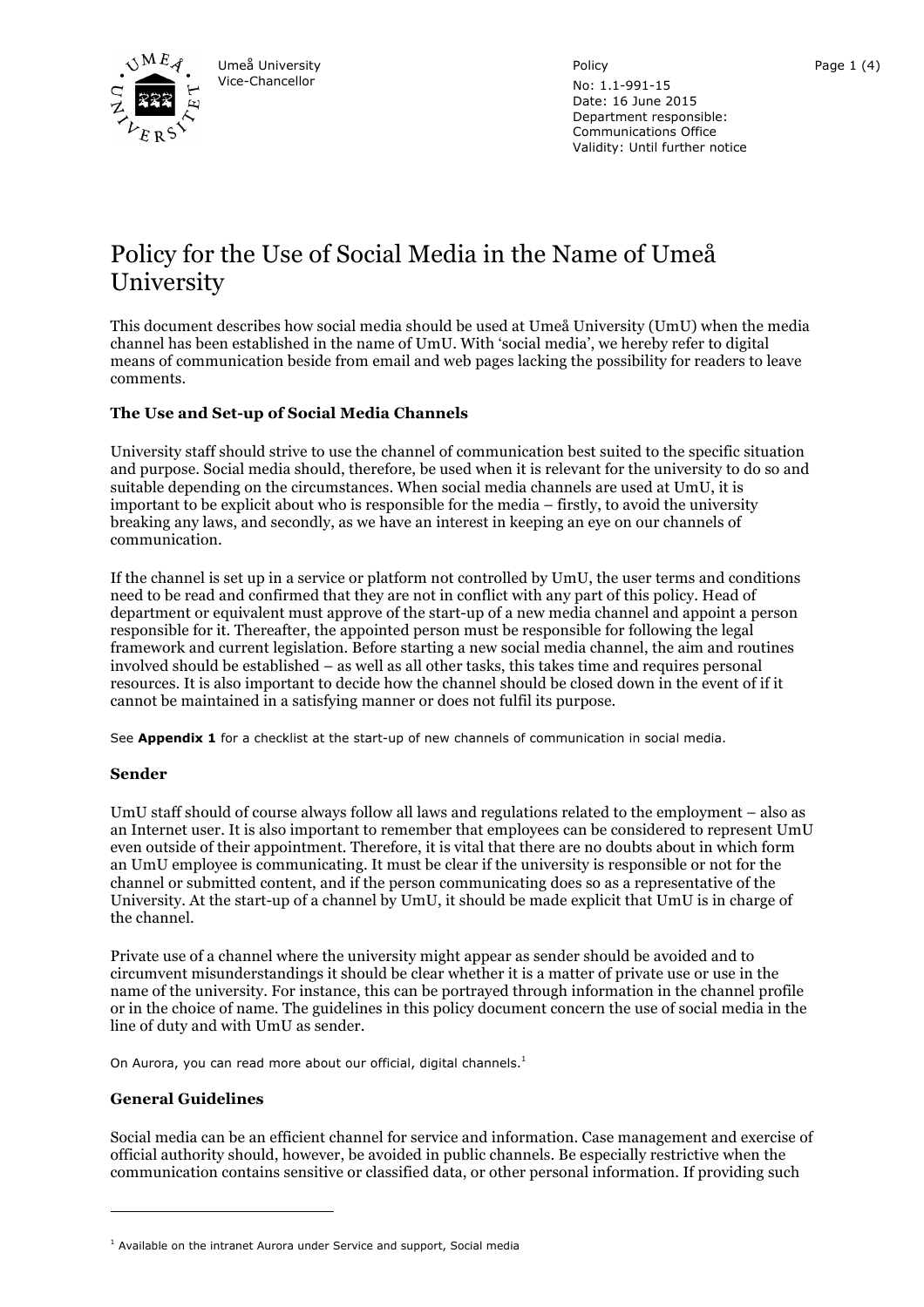Umeå University
Vice-Chancellor

Policy
No: 1.1-991-15
Date: 16 June 2015
Department responsible:
Communications Office
Validity: Until further notice

# Policy for the Use of Social Media in the Name of Umeå University

This document describes how social media should be used at Umeå University (UmU) when the media channel has been established in the name of UmU. With 'social media', we hereby refer to digital means of communication beside from email and web pages lacking the possibility for readers to leave comments.

### The Use and Set-up of Social Media Channels

University staff should strive to use the channel of communication best suited to the specific situation and purpose. Social media should, therefore, be used when it is relevant for the university to do so and suitable depending on the circumstances. When social media channels are used at UmU, it is important to be explicit about who is responsible for the media – firstly, to avoid the university breaking any laws, and secondly, as we have an interest in keeping an eye on our channels of communication.

If the channel is set up in a service or platform not controlled by UmU, the user terms and conditions need to be read and confirmed that they are not in conflict with any part of this policy. Head of department or equivalent must approve of the start-up of a new media channel and appoint a person responsible for it. Thereafter, the appointed person must be responsible for following the legal framework and current legislation. Before starting a new social media channel, the aim and routines involved should be established – as well as all other tasks, this takes time and requires personal resources. It is also important to decide how the channel should be closed down in the event of if it cannot be maintained in a satisfying manner or does not fulfil its purpose.

See **Appendix 1** for a checklist at the start-up of new channels of communication in social media.

### Sender

UmU staff should of course always follow all laws and regulations related to the employment – also as an Internet user. It is also important to remember that employees can be considered to represent UmU even outside of their appointment. Therefore, it is vital that there are no doubts about in which form an UmU employee is communicating. It must be clear if the university is responsible or not for the channel or submitted content, and if the person communicating does so as a representative of the University. At the start-up of a channel by UmU, it should be made explicit that UmU is in charge of the channel.

Private use of a channel where the university might appear as sender should be avoided and to circumvent misunderstandings it should be clear whether it is a matter of private use or use in the name of the university. For instance, this can be portrayed through information in the channel profile or in the choice of name. The guidelines in this policy document concern the use of social media in the line of duty and with UmU as sender.

On Aurora, you can read more about our official, digital channels.[1]

### General Guidelines

Social media can be an efficient channel for service and information. Case management and exercise of official authority should, however, be avoided in public channels. Be especially restrictive when the communication contains sensitive or classified data, or other personal information. If providing such

[1] Available on the intranet Aurora under Service and support, Social media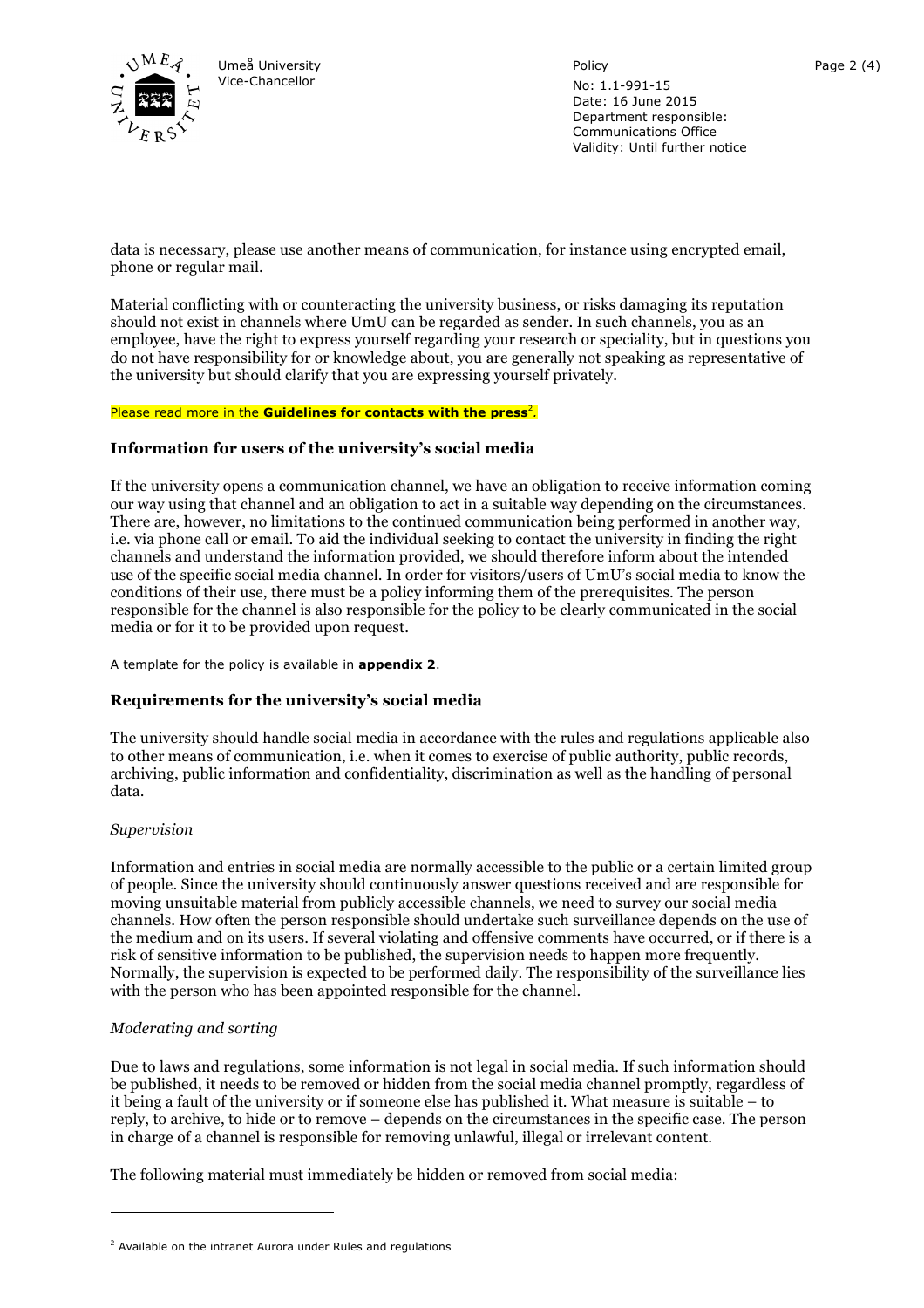data is necessary, please use another means of communication, for instance using encrypted email, phone or regular mail.

Material conflicting with or counteracting the university business, or risks damaging its reputation should not exist in channels where UmU can be regarded as sender. In such channels, you as an employee, have the right to express yourself regarding your research or speciality, but in questions you do not have responsibility for or knowledge about, you are generally not speaking as representative of the university but should clarify that you are expressing yourself privately.

Please read more in the **Guidelines for contacts with the press**[2].

### Information for users of the university's social media

If the university opens a communication channel, we have an obligation to receive information coming our way using that channel and an obligation to act in a suitable way depending on the circumstances. There are, however, no limitations to the continued communication being performed in another way, i.e. via phone call or email. To aid the individual seeking to contact the university in finding the right channels and understand the information provided, we should therefore inform about the intended use of the specific social media channel. In order for visitors/users of UmU's social media to know the conditions of their use, there must be a policy informing them of the prerequisites. The person responsible for the channel is also responsible for the policy to be clearly communicated in the social media or for it to be provided upon request.

A template for the policy is available in **appendix 2**.

### Requirements for the university's social media

The university should handle social media in accordance with the rules and regulations applicable also to other means of communication, i.e. when it comes to exercise of public authority, public records, archiving, public information and confidentiality, discrimination as well as the handling of personal data.

*Supervision*

Information and entries in social media are normally accessible to the public or a certain limited group of people. Since the university should continuously answer questions received and are responsible for moving unsuitable material from publicly accessible channels, we need to survey our social media channels. How often the person responsible should undertake such surveillance depends on the use of the medium and on its users. If several violating and offensive comments have occurred, or if there is a risk of sensitive information to be published, the supervision needs to happen more frequently. Normally, the supervision is expected to be performed daily. The responsibility of the surveillance lies with the person who has been appointed responsible for the channel.

*Moderating and sorting*

Due to laws and regulations, some information is not legal in social media. If such information should be published, it needs to be removed or hidden from the social media channel promptly, regardless of it being a fault of the university or if someone else has published it. What measure is suitable – to reply, to archive, to hide or to remove – depends on the circumstances in the specific case. The person in charge of a channel is responsible for removing unlawful, illegal or irrelevant content.

The following material must immediately be hidden or removed from social media:

---

[2] Available on the intranet Aurora under Rules and regulations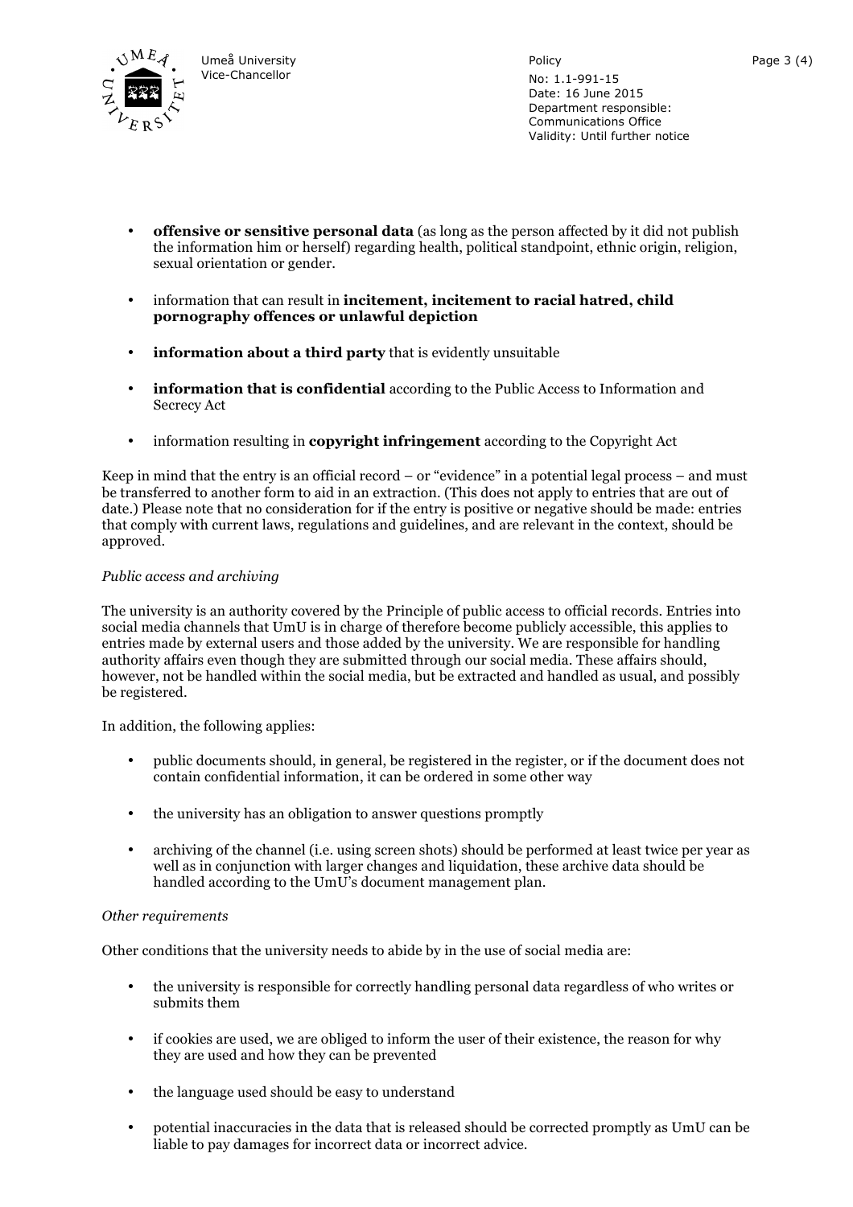- **offensive or sensitive personal data** (as long as the person affected by it did not publish the information him or herself) regarding health, political standpoint, ethnic origin, religion, sexual orientation or gender.

- information that can result in **incitement, incitement to racial hatred, child pornography offences or unlawful depiction**

- **information about a third party** that is evidently unsuitable

- **information that is confidential** according to the Public Access to Information and Secrecy Act

- information resulting in **copyright infringement** according to the Copyright Act

Keep in mind that the entry is an official record – or "evidence" in a potential legal process – and must be transferred to another form to aid in an extraction. (This does not apply to entries that are out of date.) Please note that no consideration for if the entry is positive or negative should be made: entries that comply with current laws, regulations and guidelines, and are relevant in the context, should be approved.

*Public access and archiving*

The university is an authority covered by the Principle of public access to official records. Entries into social media channels that UmU is in charge of therefore become publicly accessible, this applies to entries made by external users and those added by the university. We are responsible for handling authority affairs even though they are submitted through our social media. These affairs should, however, not be handled within the social media, but be extracted and handled as usual, and possibly be registered.

In addition, the following applies:

- public documents should, in general, be registered in the register, or if the document does not contain confidential information, it can be ordered in some other way

- the university has an obligation to answer questions promptly

- archiving of the channel (i.e. using screen shots) should be performed at least twice per year as well as in conjunction with larger changes and liquidation, these archive data should be handled according to the UmU's document management plan.

*Other requirements*

Other conditions that the university needs to abide by in the use of social media are:

- the university is responsible for correctly handling personal data regardless of who writes or submits them

- if cookies are used, we are obliged to inform the user of their existence, the reason for why they are used and how they can be prevented

- the language used should be easy to understand

- potential inaccuracies in the data that is released should be corrected promptly as UmU can be liable to pay damages for incorrect data or incorrect advice.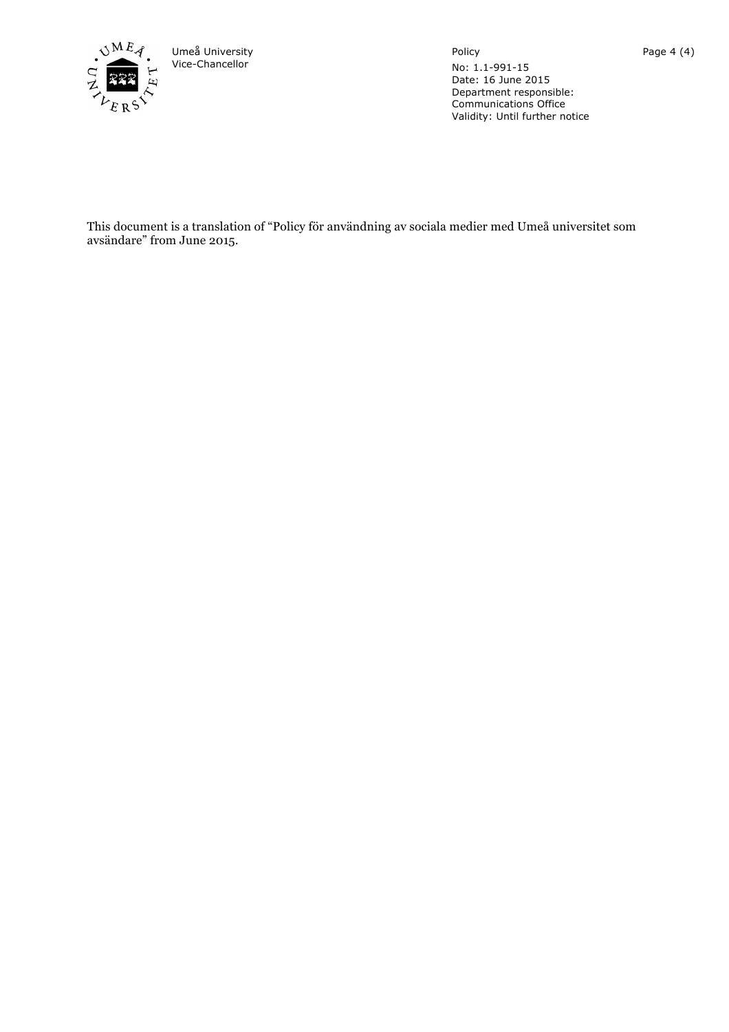This document is a translation of "Policy för användning av sociala medier med Umeå universitet som avsändare" from June 2015.